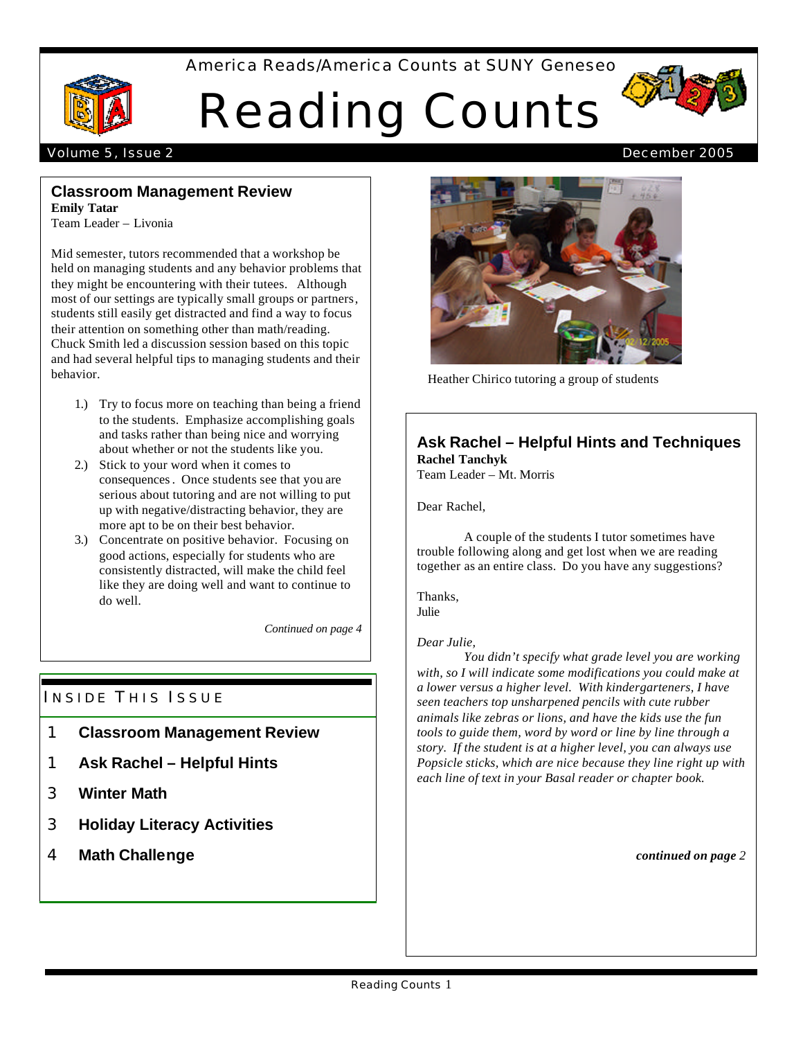America Reads/America Counts at SUNY Geneseo

# Reading Counts

Volume 5, Issue 2 — December 2005

## Classroom Management Review

**Emily Tatar**
Team Leader – Livonia

Mid semester, tutors recommended that a workshop be held on managing students and any behavior problems that they might be encountering with their tutees. Although most of our settings are typically small groups or partners, students still easily get distracted and find a way to focus their attention on something other than math/reading. Chuck Smith led a discussion session based on this topic and had several helpful tips to managing students and their behavior.

1.) Try to focus more on teaching than being a friend to the students. Emphasize accomplishing goals and tasks rather than being nice and worrying about whether or not the students like you.
2.) Stick to your word when it comes to consequences. Once students see that you are serious about tutoring and are not willing to put up with negative/distracting behavior, they are more apt to be on their best behavior.
3.) Concentrate on positive behavior. Focusing on good actions, especially for students who are consistently distracted, will make the child feel like they are doing well and want to continue to do well.

*Continued on page 4*

## Inside This Issue

1 **Classroom Management Review**

1 **Ask Rachel – Helpful Hints**

3 **Winter Math**

3 **Holiday Literacy Activities**

4 **Math Challenge**

Heather Chirico tutoring a group of students

## Ask Rachel – Helpful Hints and Techniques

**Rachel Tanchyk**
Team Leader – Mt. Morris

Dear Rachel,

A couple of the students I tutor sometimes have trouble following along and get lost when we are reading together as an entire class. Do you have any suggestions?

Thanks,
Julie

*Dear Julie,*

*You didn't specify what grade level you are working with, so I will indicate some modifications you could make at a lower versus a higher level. With kindergarteners, I have seen teachers top unsharpened pencils with cute rubber animals like zebras or lions, and have the kids use the fun tools to guide them, word by word or line by line through a story. If the student is at a higher level, you can always use Popsicle sticks, which are nice because they line right up with each line of text in your Basal reader or chapter book.*

***continued on page** 2*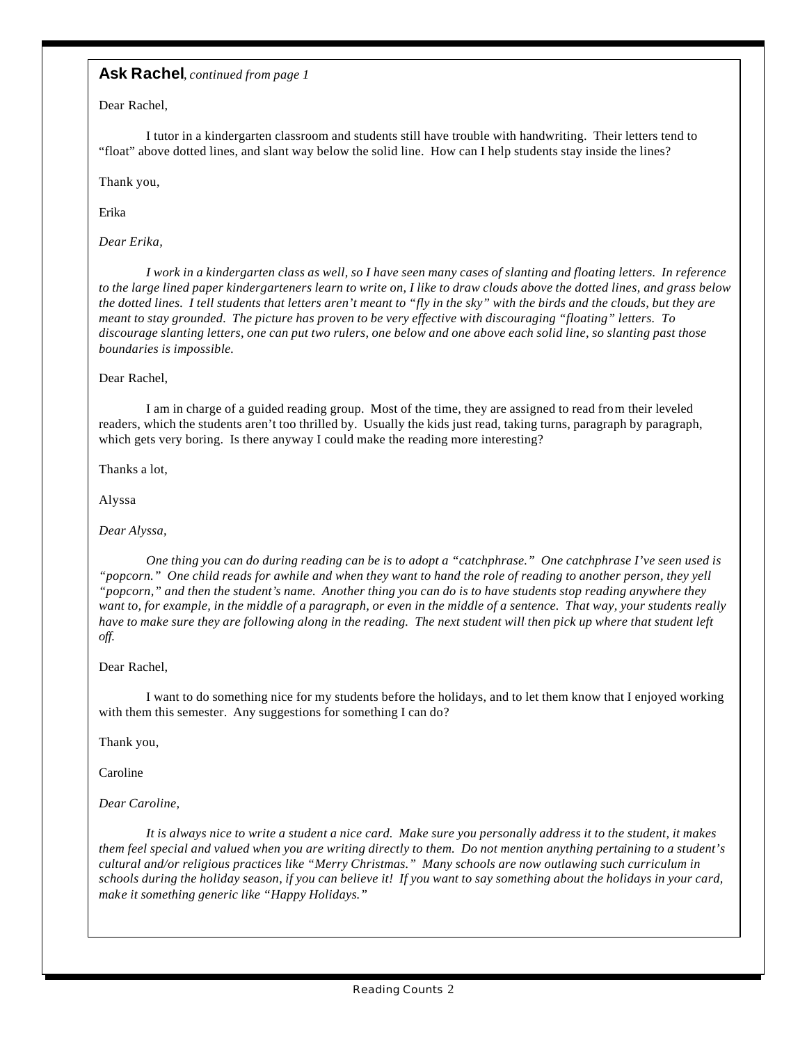**Ask Rachel**, *continued from page 1*

Dear Rachel,

I tutor in a kindergarten classroom and students still have trouble with handwriting. Their letters tend to "float" above dotted lines, and slant way below the solid line. How can I help students stay inside the lines?

Thank you,

Erika

*Dear Erika,*

*I work in a kindergarten class as well, so I have seen many cases of slanting and floating letters. In reference to the large lined paper kindergarteners learn to write on, I like to draw clouds above the dotted lines, and grass below the dotted lines. I tell students that letters aren't meant to "fly in the sky" with the birds and the clouds, but they are meant to stay grounded. The picture has proven to be very effective with discouraging "floating" letters. To discourage slanting letters, one can put two rulers, one below and one above each solid line, so slanting past those boundaries is impossible.*

Dear Rachel,

I am in charge of a guided reading group. Most of the time, they are assigned to read from their leveled readers, which the students aren't too thrilled by. Usually the kids just read, taking turns, paragraph by paragraph, which gets very boring. Is there anyway I could make the reading more interesting?

Thanks a lot,

Alyssa

*Dear Alyssa,*

*One thing you can do during reading can be is to adopt a "catchphrase." One catchphrase I've seen used is "popcorn." One child reads for awhile and when they want to hand the role of reading to another person, they yell "popcorn," and then the student's name. Another thing you can do is to have students stop reading anywhere they want to, for example, in the middle of a paragraph, or even in the middle of a sentence. That way, your students really have to make sure they are following along in the reading. The next student will then pick up where that student left off.*

Dear Rachel,

I want to do something nice for my students before the holidays, and to let them know that I enjoyed working with them this semester. Any suggestions for something I can do?

Thank you,

Caroline

*Dear Caroline,*

*It is always nice to write a student a nice card. Make sure you personally address it to the student, it makes them feel special and valued when you are writing directly to them. Do not mention anything pertaining to a student's cultural and/or religious practices like "Merry Christmas." Many schools are now outlawing such curriculum in schools during the holiday season, if you can believe it! If you want to say something about the holidays in your card, make it something generic like "Happy Holidays."*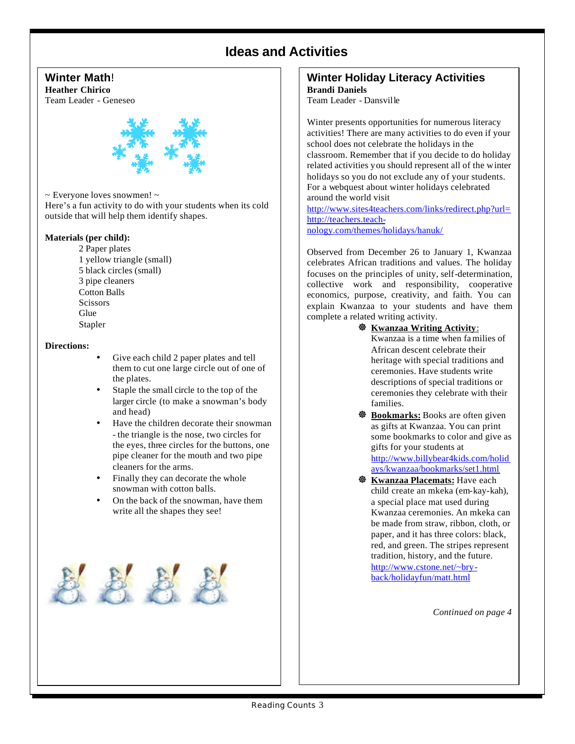# Ideas and Activities

## Winter Math!

**Heather Chirico**
Team Leader - Geneseo

~ Everyone loves snowmen! ~
Here's a fun activity to do with your students when its cold outside that will help them identify shapes.

**Materials (per child):**

2 Paper plates
1 yellow triangle (small)
5 black circles (small)
3 pipe cleaners
Cotton Balls
Scissors
Glue
Stapler

**Directions:**

- Give each child 2 paper plates and tell them to cut one large circle out of one of the plates.
- Staple the small circle to the top of the larger circle (to make a snowman's body and head)
- Have the children decorate their snowman - the triangle is the nose, two circles for the eyes, three circles for the buttons, one pipe cleaner for the mouth and two pipe cleaners for the arms.
- Finally they can decorate the whole snowman with cotton balls.
- On the back of the snowman, have them write all the shapes they see!

## Winter Holiday Literacy Activities

**Brandi Daniels**
Team Leader - Dansville

Winter presents opportunities for numerous literacy activities! There are many activities to do even if your school does not celebrate the holidays in the classroom. Remember that if you decide to do holiday related activities you should represent all of the winter holidays so you do not exclude any of your students. For a webquest about winter holidays celebrated around the world visit http://www.sites4teachers.com/links/redirect.php?url=http://teachers.teach-nology.com/themes/holidays/hanuk/

Observed from December 26 to January 1, Kwanzaa celebrates African traditions and values. The holiday focuses on the principles of unity, self-determination, collective work and responsibility, cooperative economics, purpose, creativity, and faith. You can explain Kwanzaa to your students and have them complete a related writing activity.

- **Kwanzaa Writing Activity**: Kwanzaa is a time when families of African descent celebrate their heritage with special traditions and ceremonies. Have students write descriptions of special traditions or ceremonies they celebrate with their families.
- **Bookmarks:** Books are often given as gifts at Kwanzaa. You can print some bookmarks to color and give as gifts for your students at http://www.billybear4kids.com/holidays/kwanzaa/bookmarks/set1.html
- **Kwanzaa Placemats:** Have each child create an mkeka (em-kay-kah), a special place mat used during Kwanzaa ceremonies. An mkeka can be made from straw, ribbon, cloth, or paper, and it has three colors: black, red, and green. The stripes represent tradition, history, and the future. http://www.cstone.net/~bry-back/holidayfun/matt.html

*Continued on page 4*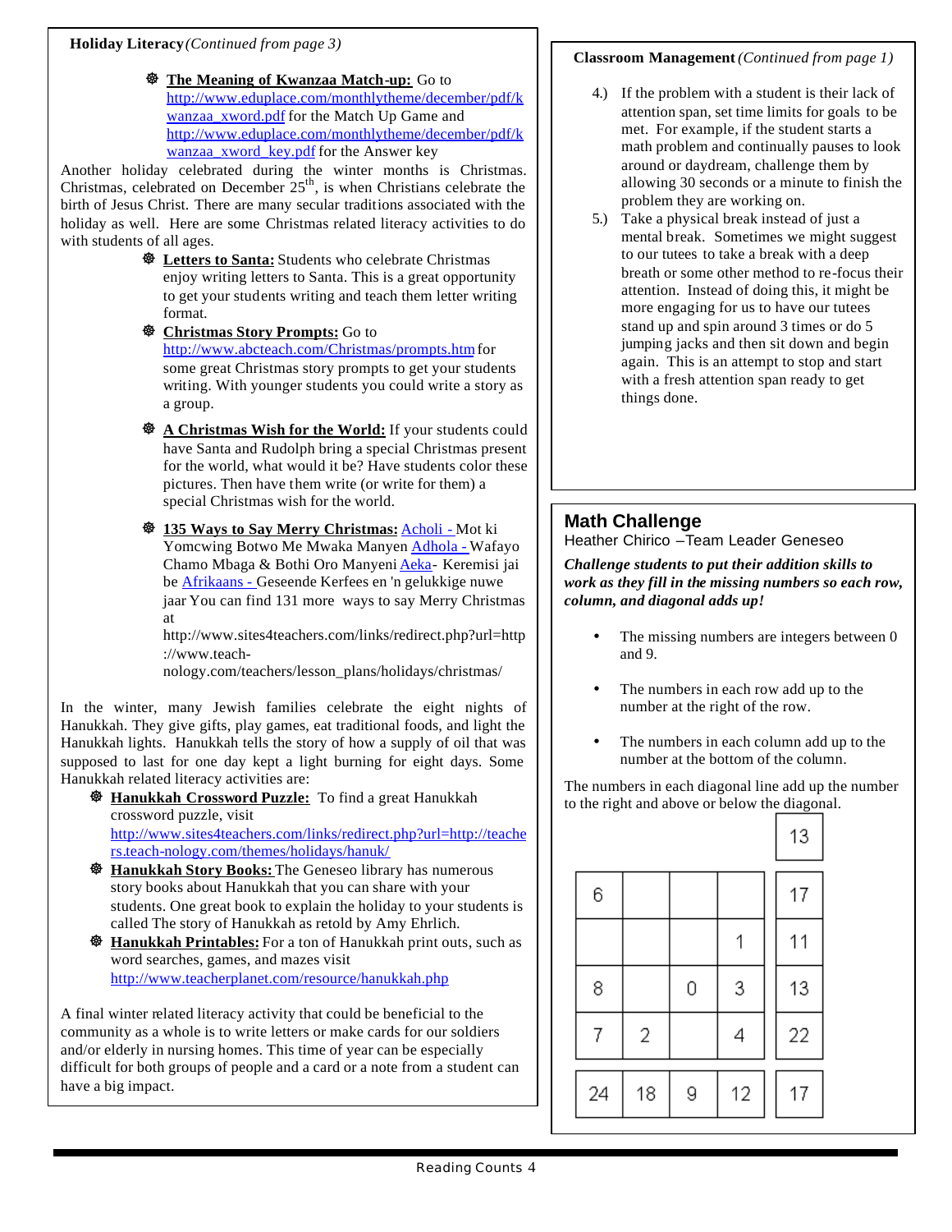**Holiday Literacy** *(Continued from page 3)*

- **The Meaning of Kwanzaa Match-up:** Go to http://www.eduplace.com/monthlytheme/december/pdf/kwanzaa_xword.pdf for the Match Up Game and http://www.eduplace.com/monthlytheme/december/pdf/kwanzaa_xword_key.pdf for the Answer key

Another holiday celebrated during the winter months is Christmas. Christmas, celebrated on December 25th, is when Christians celebrate the birth of Jesus Christ. There are many secular traditions associated with the holiday as well. Here are some Christmas related literacy activities to do with students of all ages.

- **Letters to Santa:** Students who celebrate Christmas enjoy writing letters to Santa. This is a great opportunity to get your students writing and teach them letter writing format.
- **Christmas Story Prompts:** Go to http://www.abcteach.com/Christmas/prompts.htm for some great Christmas story prompts to get your students writing. With younger students you could write a story as a group.
- **A Christmas Wish for the World:** If your students could have Santa and Rudolph bring a special Christmas present for the world, what would it be? Have students color these pictures. Then have them write (or write for them) a special Christmas wish for the world.
- **135 Ways to Say Merry Christmas:** Acholi - Mot ki Yomcwing Botwo Me Mwaka Manyen Adhola - Wafayo Chamo Mbaga & Bothi Oro Manyeni Aeka- Keremisi jai be Afrikaans - Geseende Kerfees en 'n gelukkige nuwe jaar You can find 131 more ways to say Merry Christmas at http://www.sites4teachers.com/links/redirect.php?url=http://www.teach-nology.com/teachers/lesson_plans/holidays/christmas/

In the winter, many Jewish families celebrate the eight nights of Hanukkah. They give gifts, play games, eat traditional foods, and light the Hanukkah lights. Hanukkah tells the story of how a supply of oil that was supposed to last for one day kept a light burning for eight days. Some Hanukkah related literacy activities are:

- **Hanukkah Crossword Puzzle:** To find a great Hanukkah crossword puzzle, visit http://www.sites4teachers.com/links/redirect.php?url=http://teachers.teach-nology.com/themes/holidays/hanuk/
- **Hanukkah Story Books:** The Geneseo library has numerous story books about Hanukkah that you can share with your students. One great book to explain the holiday to your students is called The story of Hanukkah as retold by Amy Ehrlich.
- **Hanukkah Printables:** For a ton of Hanukkah print outs, such as word searches, games, and mazes visit http://www.teacherplanet.com/resource/hanukkah.php

A final winter related literacy activity that could be beneficial to the community as a whole is to write letters or make cards for our soldiers and/or elderly in nursing homes. This time of year can be especially difficult for both groups of people and a card or a note from a student can have a big impact.

**Classroom Management** *(Continued from page 1)*

4.) If the problem with a student is their lack of attention span, set time limits for goals to be met. For example, if the student starts a math problem and continually pauses to look around or daydream, challenge them by allowing 30 seconds or a minute to finish the problem they are working on.

5.) Take a physical break instead of just a mental break. Sometimes we might suggest to our tutees to take a break with a deep breath or some other method to re-focus their attention. Instead of doing this, it might be more engaging for us to have our tutees stand up and spin around 3 times or do 5 jumping jacks and then sit down and begin again. This is an attempt to stop and start with a fresh attention span ready to get things done.

## Math Challenge

Heather Chirico –Team Leader Geneseo

***Challenge students to put their addition skills to work as they fill in the missing numbers so each row, column, and diagonal adds up!***

- The missing numbers are integers between 0 and 9.
- The numbers in each row add up to the number at the right of the row.
- The numbers in each column add up to the number at the bottom of the column.

The numbers in each diagonal line add up the number to the right and above or below the diagonal.

| | | | | |
|---|---|---|---|---|
| | | | | 13 |
| 6 | | | | 17 |
| | | | 1 | 11 |
| 8 | | 0 | 3 | 13 |
| 7 | 2 | | 4 | 22 |
| 24 | 18 | 9 | 12 | 17 |